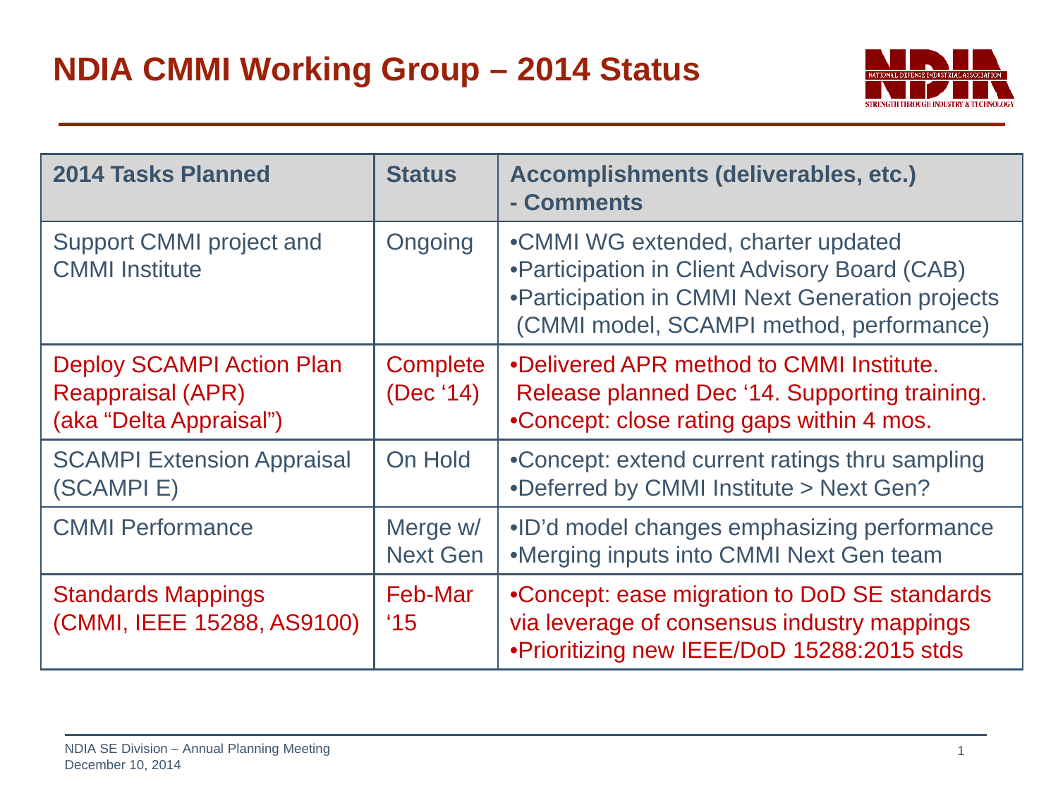# NDIA CMMI Working Group – 2014 Status

| 2014 Tasks Planned | Status | Accomplishments (deliverables, etc.) - Comments |
|---|---|---|
| Support CMMI project and CMMI Institute | Ongoing | •CMMI WG extended, charter updated<br>•Participation in Client Advisory Board (CAB)<br>•Participation in CMMI Next Generation projects (CMMI model, SCAMPI method, performance) |
| Deploy SCAMPI Action Plan Reappraisal (APR) (aka "Delta Appraisal") | Complete (Dec '14) | •Delivered APR method to CMMI Institute. Release planned Dec '14. Supporting training.<br>•Concept: close rating gaps within 4 mos. |
| SCAMPI Extension Appraisal (SCAMPI E) | On Hold | •Concept: extend current ratings thru sampling<br>•Deferred by CMMI Institute > Next Gen? |
| CMMI Performance | Merge w/ Next Gen | •ID'd model changes emphasizing performance<br>•Merging inputs into CMMI Next Gen team |
| Standards Mappings (CMMI, IEEE 15288, AS9100) | Feb-Mar '15 | •Concept: ease migration to DoD SE standards via leverage of consensus industry mappings<br>•Prioritizing new IEEE/DoD 15288:2015 stds |

NDIA SE Division – Annual Planning Meeting
December 10, 2014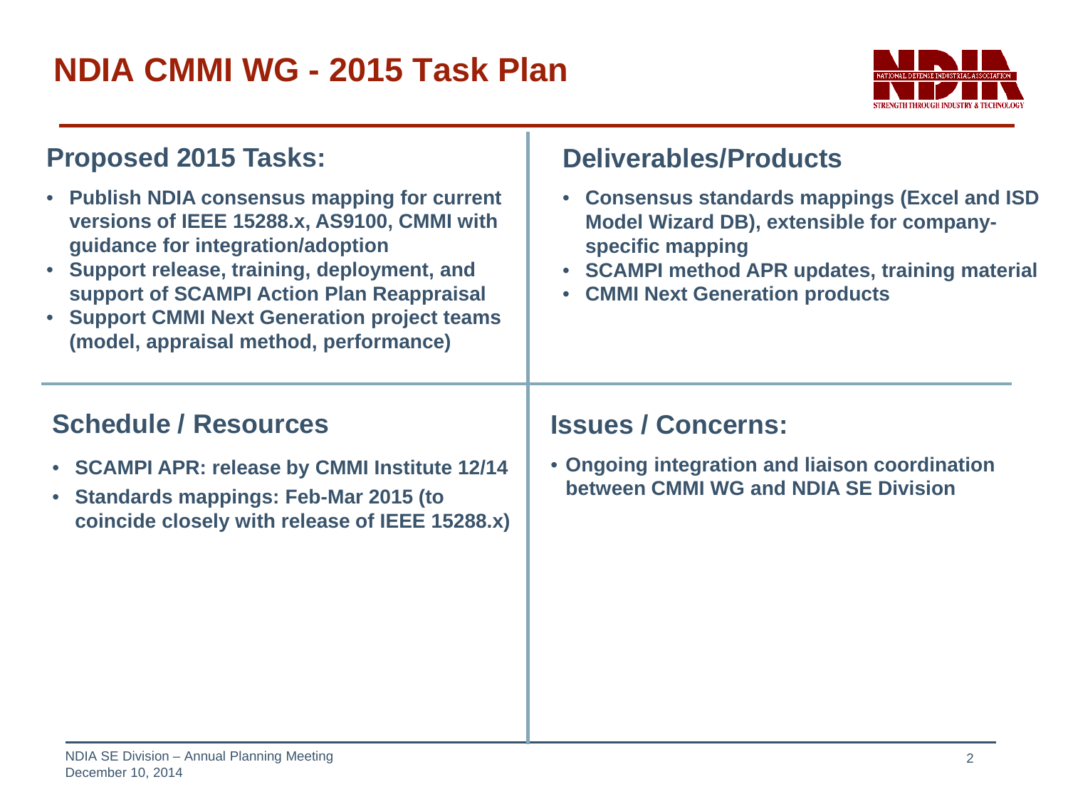# NDIA CMMI WG - 2015 Task Plan

## Proposed 2015 Tasks:

- **Publish NDIA consensus mapping for current versions of IEEE 15288.x, AS9100, CMMI with guidance for integration/adoption**
- **Support release, training, deployment, and support of SCAMPI Action Plan Reappraisal**
- **Support CMMI Next Generation project teams (model, appraisal method, performance)**

## Deliverables/Products

- **Consensus standards mappings (Excel and ISD Model Wizard DB), extensible for company-specific mapping**
- **SCAMPI method APR updates, training material**
- **CMMI Next Generation products**

## Schedule / Resources

- **SCAMPI APR: release by CMMI Institute 12/14**
- **Standards mappings: Feb-Mar 2015 (to coincide closely with release of IEEE 15288.x)**

## Issues / Concerns:

- **Ongoing integration and liaison coordination between CMMI WG and NDIA SE Division**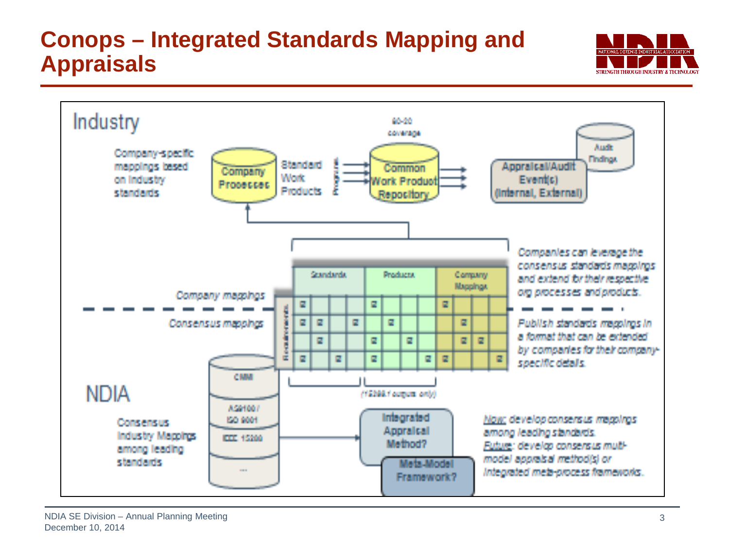# Conops – Integrated Standards Mapping and Appraisals

## Industry

Company-specific mappings based on industry standards

Company Processes → Standard Work Products → Programs → Common Work Product Repository (80-20 coverage) → Appraisal/Audit Event(s) (Internal, External) → Audit Findings

Companies can leverage the consensus standards mappings and extend for their respective org processes and products.

| Requirements | Standards | | | | Products | | | | Company Mappings | | | |
|---|---|---|---|---|---|---|---|---|---|---|---|---|

Company mappings

Consensus mappings

Publish standards mappings in a format that can be extended by companies for their company-specific details.

(15288.1 outputs only)

## NDIA

Consensus Industry Mappings among leading standards

- CMMI
- AS9100 / ISO 9001
- IEEE 15288
- ...

Integrated Appraisal Method?

Meta-Model Framework?

Now: develop consensus mappings among leading standards.

Future: develop consensus multi-model appraisal method(s) or integrated meta-process frameworks.

NDIA SE Division – Annual Planning Meeting
December 10, 2014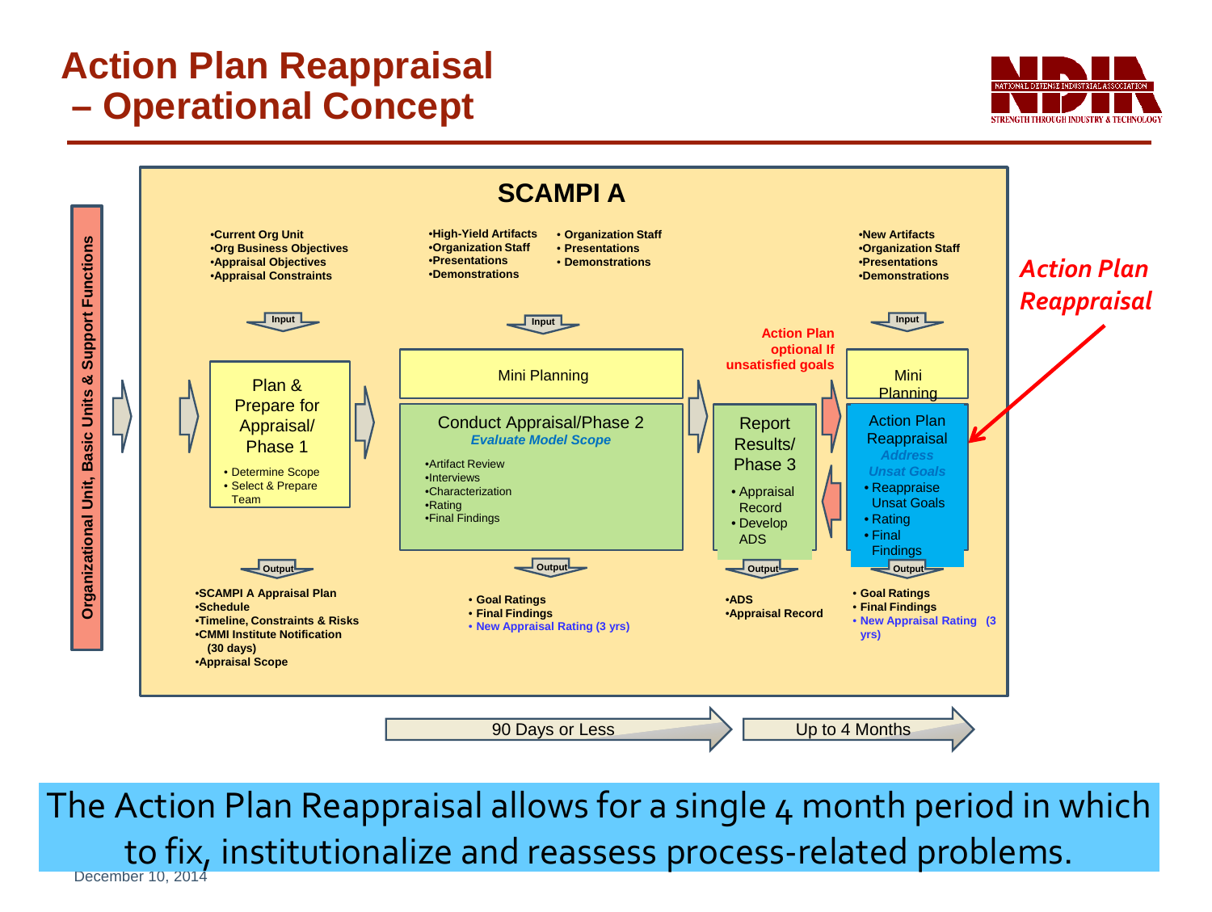# Action Plan Reappraisal – Operational Concept

Organizational Unit, Basic Units & Support Functions

## SCAMPI A

**Inputs:**

- Current Org Unit
- Org Business Objectives
- Appraisal Objectives
- Appraisal Constraints

Input

**Plan & Prepare for Appraisal/ Phase 1**

- Determine Scope
- Select & Prepare Team

Output

- SCAMPI A Appraisal Plan
- Schedule
- Timeline, Constraints & Risks
- CMMI Institute Notification (30 days)
- Appraisal Scope

---

- High-Yield Artifacts
- Organization Staff
- Presentations
- Demonstrations
- Organization Staff
- Presentations
- Demonstrations

Input

**Mini Planning**

**Conduct Appraisal/Phase 2**

*Evaluate Model Scope*

- Artifact Review
- Interviews
- Characterization
- Rating
- Final Findings

Output

- Goal Ratings
- Final Findings
- New Appraisal Rating (3 yrs)

---

**Report Results/ Phase 3**

- Appraisal Record
- Develop ADS

Output

- ADS
- Appraisal Record

---

Action Plan optional If unsatisfied goals

- New Artifacts
- Organization Staff
- Presentations
- Demonstrations

Input

**Mini Planning**

**Action Plan Reappraisal**

*Address Unsat Goals*

- Reappraise Unsat Goals
- Rating
- Final Findings

Output

- Goal Ratings
- Final Findings
- New Appraisal Rating (3 yrs)

*Action Plan Reappraisal*

90 Days or Less

Up to 4 Months

The Action Plan Reappraisal allows for a single 4 month period in which to fix, institutionalize and reassess process-related problems.